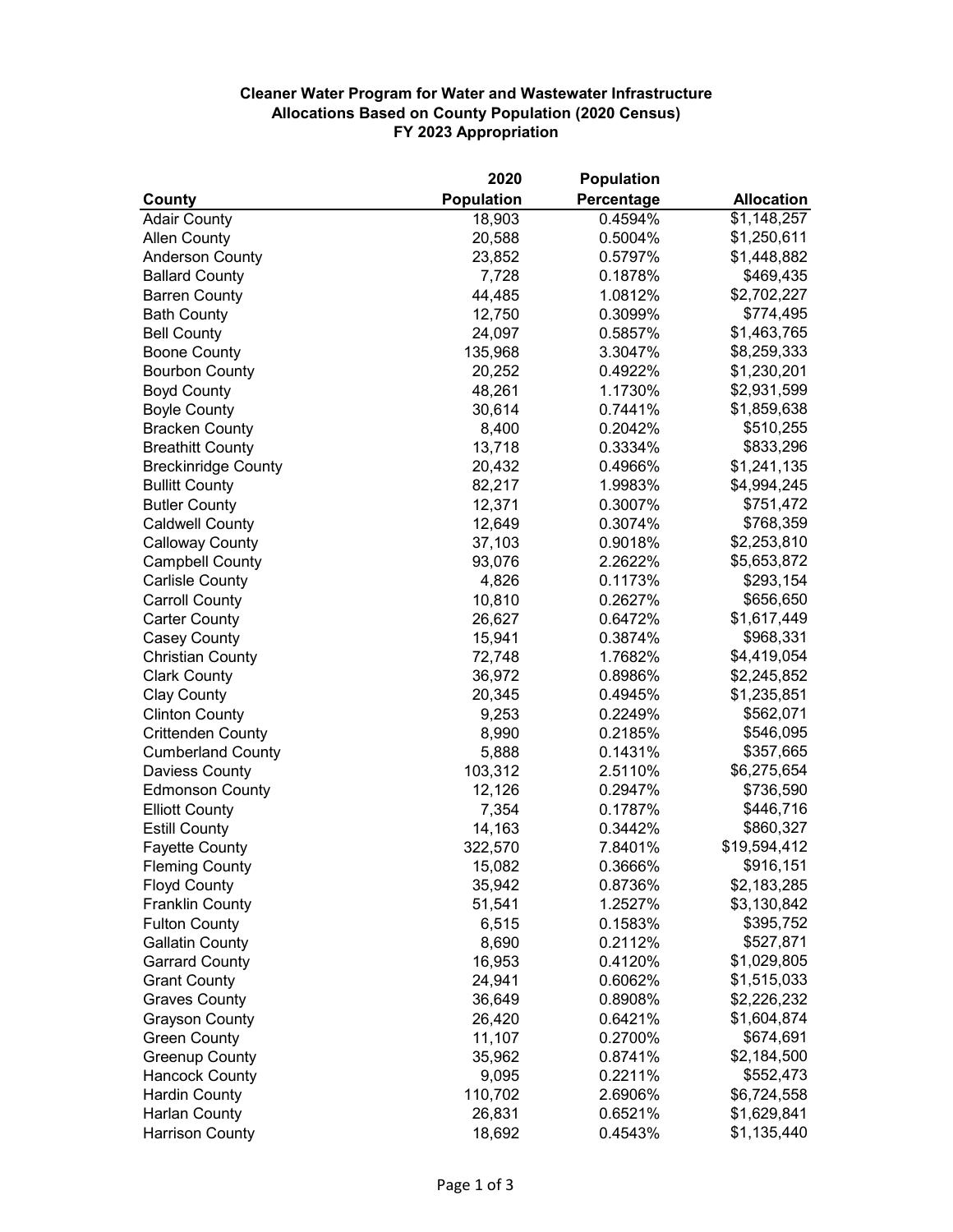**Cleaner Water Program for Water and Wastewater Infrastructure**
**Allocations Based on County Population (2020 Census)**
**FY 2023 Appropriation**

| County | 2020 Population | Population Percentage | Allocation |
|---|---|---|---|
| Adair County | 18,903 | 0.4594% | $1,148,257 |
| Allen County | 20,588 | 0.5004% | $1,250,611 |
| Anderson County | 23,852 | 0.5797% | $1,448,882 |
| Ballard County | 7,728 | 0.1878% | $469,435 |
| Barren County | 44,485 | 1.0812% | $2,702,227 |
| Bath County | 12,750 | 0.3099% | $774,495 |
| Bell County | 24,097 | 0.5857% | $1,463,765 |
| Boone County | 135,968 | 3.3047% | $8,259,333 |
| Bourbon County | 20,252 | 0.4922% | $1,230,201 |
| Boyd County | 48,261 | 1.1730% | $2,931,599 |
| Boyle County | 30,614 | 0.7441% | $1,859,638 |
| Bracken County | 8,400 | 0.2042% | $510,255 |
| Breathitt County | 13,718 | 0.3334% | $833,296 |
| Breckinridge County | 20,432 | 0.4966% | $1,241,135 |
| Bullitt County | 82,217 | 1.9983% | $4,994,245 |
| Butler County | 12,371 | 0.3007% | $751,472 |
| Caldwell County | 12,649 | 0.3074% | $768,359 |
| Calloway County | 37,103 | 0.9018% | $2,253,810 |
| Campbell County | 93,076 | 2.2622% | $5,653,872 |
| Carlisle County | 4,826 | 0.1173% | $293,154 |
| Carroll County | 10,810 | 0.2627% | $656,650 |
| Carter County | 26,627 | 0.6472% | $1,617,449 |
| Casey County | 15,941 | 0.3874% | $968,331 |
| Christian County | 72,748 | 1.7682% | $4,419,054 |
| Clark County | 36,972 | 0.8986% | $2,245,852 |
| Clay County | 20,345 | 0.4945% | $1,235,851 |
| Clinton County | 9,253 | 0.2249% | $562,071 |
| Crittenden County | 8,990 | 0.2185% | $546,095 |
| Cumberland County | 5,888 | 0.1431% | $357,665 |
| Daviess County | 103,312 | 2.5110% | $6,275,654 |
| Edmonson County | 12,126 | 0.2947% | $736,590 |
| Elliott County | 7,354 | 0.1787% | $446,716 |
| Estill County | 14,163 | 0.3442% | $860,327 |
| Fayette County | 322,570 | 7.8401% | $19,594,412 |
| Fleming County | 15,082 | 0.3666% | $916,151 |
| Floyd County | 35,942 | 0.8736% | $2,183,285 |
| Franklin County | 51,541 | 1.2527% | $3,130,842 |
| Fulton County | 6,515 | 0.1583% | $395,752 |
| Gallatin County | 8,690 | 0.2112% | $527,871 |
| Garrard County | 16,953 | 0.4120% | $1,029,805 |
| Grant County | 24,941 | 0.6062% | $1,515,033 |
| Graves County | 36,649 | 0.8908% | $2,226,232 |
| Grayson County | 26,420 | 0.6421% | $1,604,874 |
| Green County | 11,107 | 0.2700% | $674,691 |
| Greenup County | 35,962 | 0.8741% | $2,184,500 |
| Hancock County | 9,095 | 0.2211% | $552,473 |
| Hardin County | 110,702 | 2.6906% | $6,724,558 |
| Harlan County | 26,831 | 0.6521% | $1,629,841 |
| Harrison County | 18,692 | 0.4543% | $1,135,440 |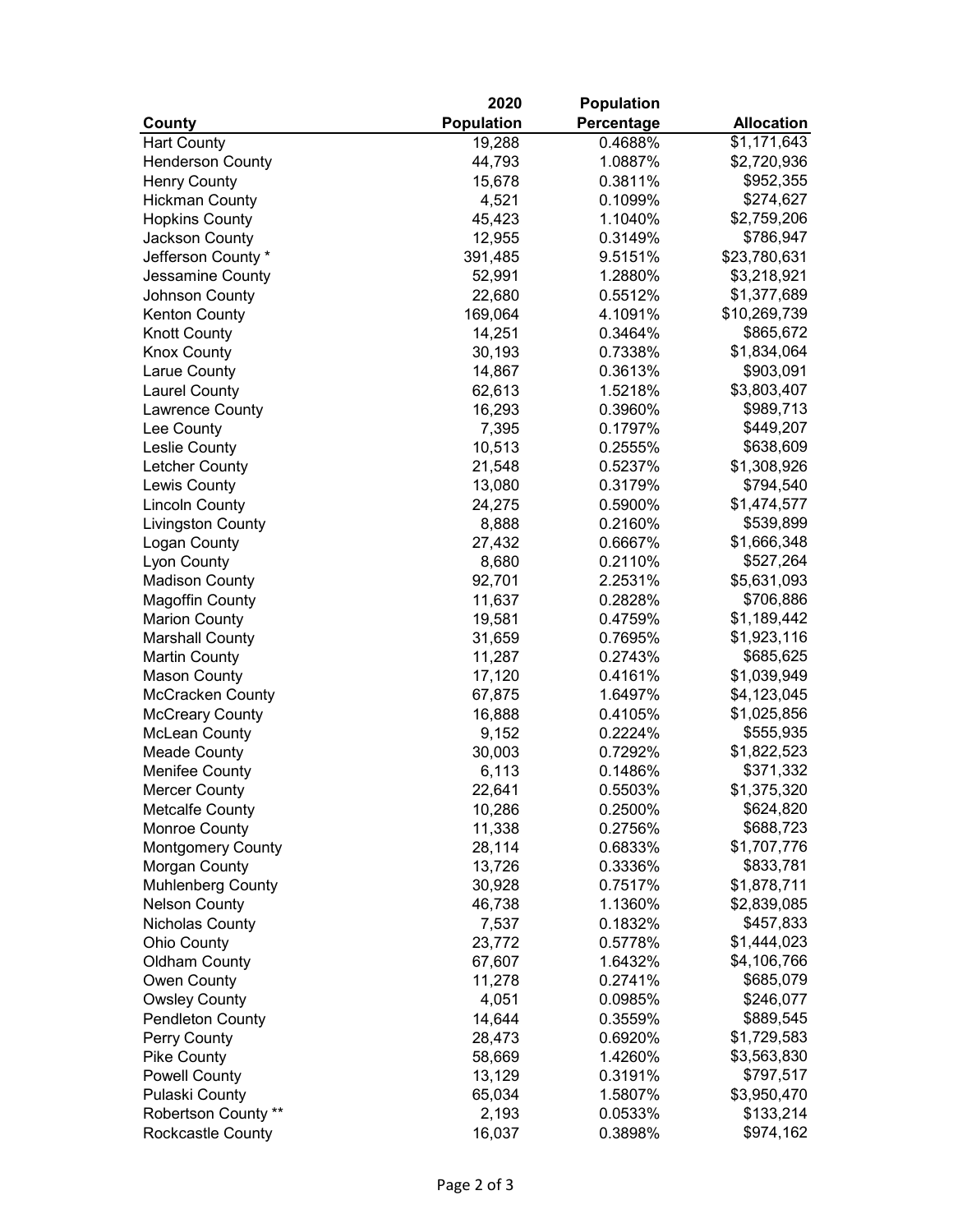| County | 2020 Population | Population Percentage | Allocation |
| --- | --- | --- | --- |
| Hart County | 19,288 | 0.4688% | $1,171,643 |
| Henderson County | 44,793 | 1.0887% | $2,720,936 |
| Henry County | 15,678 | 0.3811% | $952,355 |
| Hickman County | 4,521 | 0.1099% | $274,627 |
| Hopkins County | 45,423 | 1.1040% | $2,759,206 |
| Jackson County | 12,955 | 0.3149% | $786,947 |
| Jefferson County * | 391,485 | 9.5151% | $23,780,631 |
| Jessamine County | 52,991 | 1.2880% | $3,218,921 |
| Johnson County | 22,680 | 0.5512% | $1,377,689 |
| Kenton County | 169,064 | 4.1091% | $10,269,739 |
| Knott County | 14,251 | 0.3464% | $865,672 |
| Knox County | 30,193 | 0.7338% | $1,834,064 |
| Larue County | 14,867 | 0.3613% | $903,091 |
| Laurel County | 62,613 | 1.5218% | $3,803,407 |
| Lawrence County | 16,293 | 0.3960% | $989,713 |
| Lee County | 7,395 | 0.1797% | $449,207 |
| Leslie County | 10,513 | 0.2555% | $638,609 |
| Letcher County | 21,548 | 0.5237% | $1,308,926 |
| Lewis County | 13,080 | 0.3179% | $794,540 |
| Lincoln County | 24,275 | 0.5900% | $1,474,577 |
| Livingston County | 8,888 | 0.2160% | $539,899 |
| Logan County | 27,432 | 0.6667% | $1,666,348 |
| Lyon County | 8,680 | 0.2110% | $527,264 |
| Madison County | 92,701 | 2.2531% | $5,631,093 |
| Magoffin County | 11,637 | 0.2828% | $706,886 |
| Marion County | 19,581 | 0.4759% | $1,189,442 |
| Marshall County | 31,659 | 0.7695% | $1,923,116 |
| Martin County | 11,287 | 0.2743% | $685,625 |
| Mason County | 17,120 | 0.4161% | $1,039,949 |
| McCracken County | 67,875 | 1.6497% | $4,123,045 |
| McCreary County | 16,888 | 0.4105% | $1,025,856 |
| McLean County | 9,152 | 0.2224% | $555,935 |
| Meade County | 30,003 | 0.7292% | $1,822,523 |
| Menifee County | 6,113 | 0.1486% | $371,332 |
| Mercer County | 22,641 | 0.5503% | $1,375,320 |
| Metcalfe County | 10,286 | 0.2500% | $624,820 |
| Monroe County | 11,338 | 0.2756% | $688,723 |
| Montgomery County | 28,114 | 0.6833% | $1,707,776 |
| Morgan County | 13,726 | 0.3336% | $833,781 |
| Muhlenberg County | 30,928 | 0.7517% | $1,878,711 |
| Nelson County | 46,738 | 1.1360% | $2,839,085 |
| Nicholas County | 7,537 | 0.1832% | $457,833 |
| Ohio County | 23,772 | 0.5778% | $1,444,023 |
| Oldham County | 67,607 | 1.6432% | $4,106,766 |
| Owen County | 11,278 | 0.2741% | $685,079 |
| Owsley County | 4,051 | 0.0985% | $246,077 |
| Pendleton County | 14,644 | 0.3559% | $889,545 |
| Perry County | 28,473 | 0.6920% | $1,729,583 |
| Pike County | 58,669 | 1.4260% | $3,563,830 |
| Powell County | 13,129 | 0.3191% | $797,517 |
| Pulaski County | 65,034 | 1.5807% | $3,950,470 |
| Robertson County ** | 2,193 | 0.0533% | $133,214 |
| Rockcastle County | 16,037 | 0.3898% | $974,162 |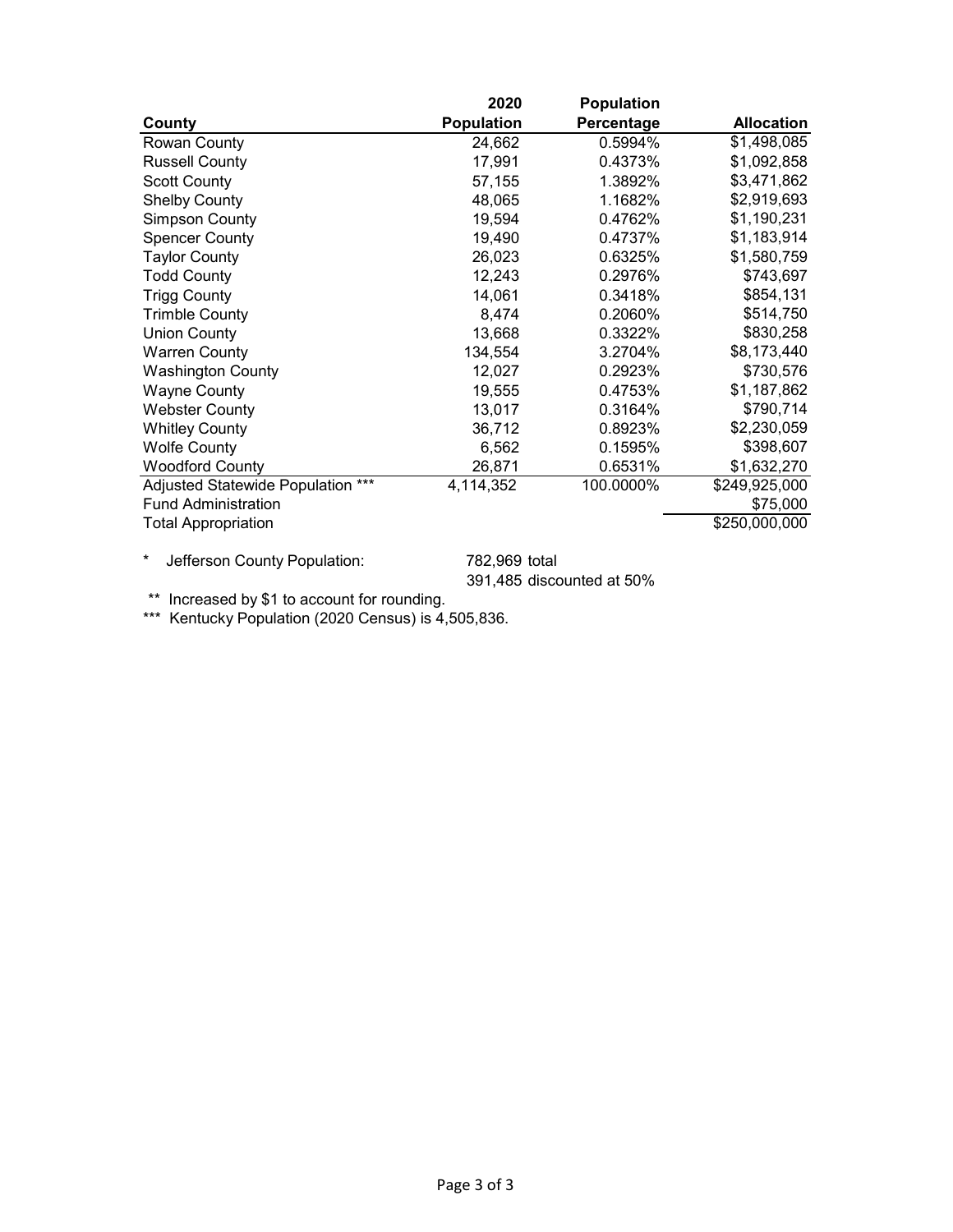| County | 2020 Population | Population Percentage | Allocation |
|---|---|---|---|
| Rowan County | 24,662 | 0.5994% | $1,498,085 |
| Russell County | 17,991 | 0.4373% | $1,092,858 |
| Scott County | 57,155 | 1.3892% | $3,471,862 |
| Shelby County | 48,065 | 1.1682% | $2,919,693 |
| Simpson County | 19,594 | 0.4762% | $1,190,231 |
| Spencer County | 19,490 | 0.4737% | $1,183,914 |
| Taylor County | 26,023 | 0.6325% | $1,580,759 |
| Todd County | 12,243 | 0.2976% | $743,697 |
| Trigg County | 14,061 | 0.3418% | $854,131 |
| Trimble County | 8,474 | 0.2060% | $514,750 |
| Union County | 13,668 | 0.3322% | $830,258 |
| Warren County | 134,554 | 3.2704% | $8,173,440 |
| Washington County | 12,027 | 0.2923% | $730,576 |
| Wayne County | 19,555 | 0.4753% | $1,187,862 |
| Webster County | 13,017 | 0.3164% | $790,714 |
| Whitley County | 36,712 | 0.8923% | $2,230,059 |
| Wolfe County | 6,562 | 0.1595% | $398,607 |
| Woodford County | 26,871 | 0.6531% | $1,632,270 |
| Adjusted Statewide Population *** | 4,114,352 | 100.0000% | $249,925,000 |
| Fund Administration | | | $75,000 |
| Total Appropriation | | | $250,000,000 |

\* Jefferson County Population: 782,969 total
391,485 discounted at 50%

** Increased by $1 to account for rounding.

*** Kentucky Population (2020 Census) is 4,505,836.